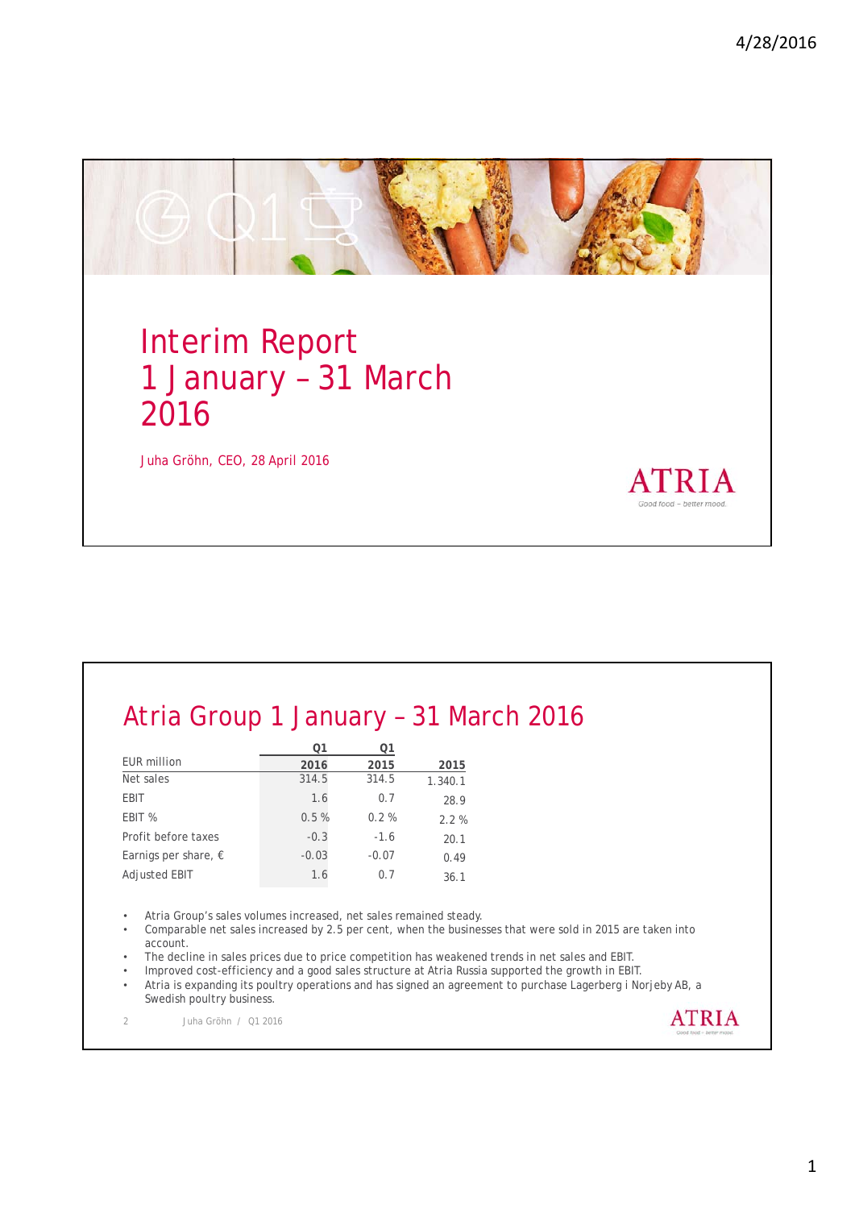# Interim Report 1 January – 31 March 2016

Juha Gröhn, CEO, 28 April 2016

ATRIA

Good food – better mood.

## Atria Group 1 January – 31 March 2016

| EUR million | Q1 2016 | Q1 2015 | 2015 |
|---|---|---|---|
| Net sales | 314.5 | 314.5 | 1.340.1 |
| EBIT | 1.6 | 0.7 | 28.9 |
| EBIT % | 0.5 % | 0.2 % | 2.2 % |
| Profit before taxes | -0.3 | -1.6 | 20.1 |
| Earnigs per share, € | -0.03 | -0.07 | 0.49 |
| Adjusted EBIT | 1.6 | 0.7 | 36.1 |

- Atria Group's sales volumes increased, net sales remained steady.
- Comparable net sales increased by 2.5 per cent, when the businesses that were sold in 2015 are taken into account.
- The decline in sales prices due to price competition has weakened trends in net sales and EBIT.
- Improved cost-efficiency and a good sales structure at Atria Russia supported the growth in EBIT.
- Atria is expanding its poultry operations and has signed an agreement to purchase Lagerberg i Norjeby AB, a Swedish poultry business.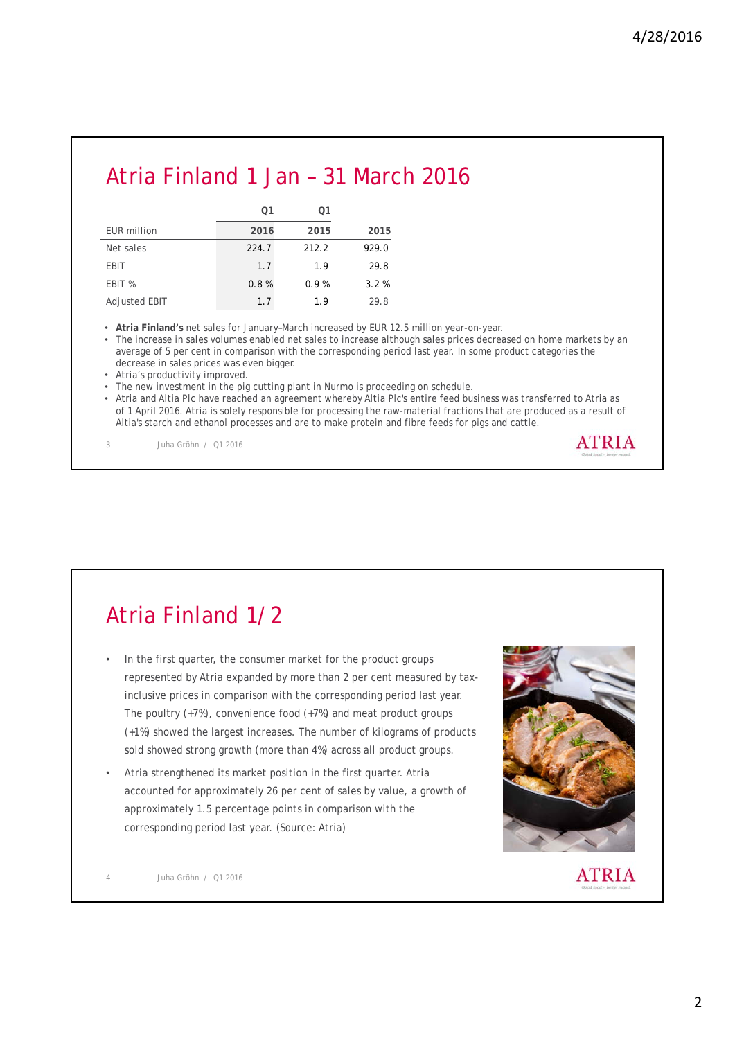# Atria Finland 1 Jan – 31 March 2016

| EUR million | Q1 2016 | Q1 2015 | 2015 |
|---|---|---|---|
| Net sales | 224.7 | 212.2 | 929.0 |
| EBIT | 1.7 | 1.9 | 29.8 |
| EBIT % | 0.8 % | 0.9 % | 3.2 % |
| Adjusted EBIT | 1.7 | 1.9 | 29.8 |

- **Atria Finland's** net sales for January–March increased by EUR 12.5 million year-on-year.
- The increase in sales volumes enabled net sales to increase although sales prices decreased on home markets by an average of 5 per cent in comparison with the corresponding period last year. In some product categories the decrease in sales prices was even bigger.
- Atria's productivity improved.
- The new investment in the pig cutting plant in Nurmo is proceeding on schedule.
- Atria and Altia Plc have reached an agreement whereby Altia Plc's entire feed business was transferred to Atria as of 1 April 2016. Atria is solely responsible for processing the raw-material fractions that are produced as a result of Altia's starch and ethanol processes and are to make protein and fibre feeds for pigs and cattle.

# Atria Finland 1/2

- In the first quarter, the consumer market for the product groups represented by Atria expanded by more than 2 per cent measured by tax-inclusive prices in comparison with the corresponding period last year. The poultry (+7%), convenience food (+7%) and meat product groups (+1%) showed the largest increases. The number of kilograms of products sold showed strong growth (more than 4%) across all product groups.
- Atria strengthened its market position in the first quarter. Atria accounted for approximately 26 per cent of sales by value, a growth of approximately 1.5 percentage points in comparison with the corresponding period last year. (Source: Atria)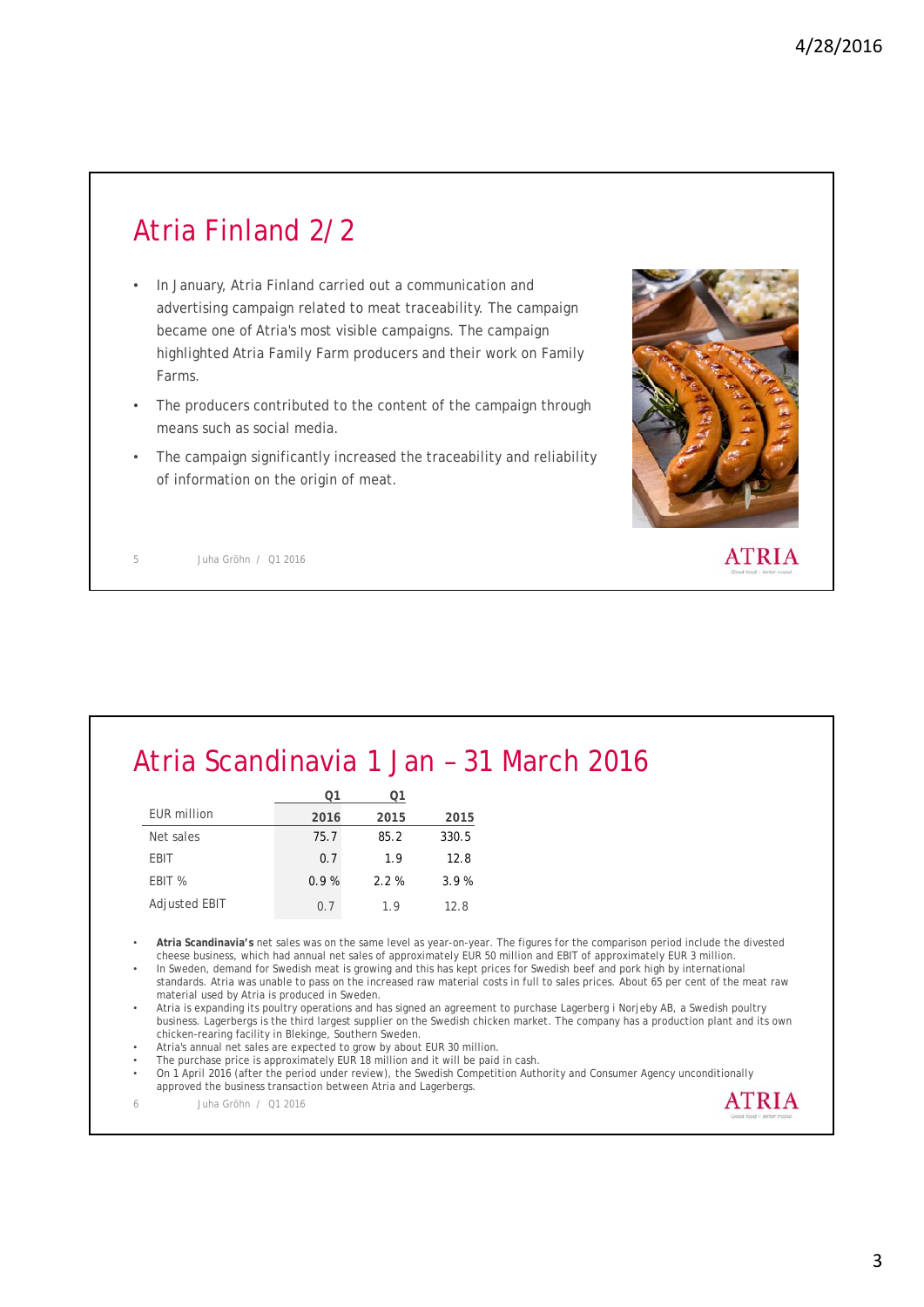## Atria Finland 2/2

- In January, Atria Finland carried out a communication and advertising campaign related to meat traceability. The campaign became one of Atria's most visible campaigns. The campaign highlighted Atria Family Farm producers and their work on Family Farms.
- The producers contributed to the content of the campaign through means such as social media.
- The campaign significantly increased the traceability and reliability of information on the origin of meat.

## Atria Scandinavia 1 Jan – 31 March 2016

| EUR million | Q1 2016 | Q1 2015 | 2015 |
|---|---|---|---|
| Net sales | 75.7 | 85.2 | 330.5 |
| EBIT | 0.7 | 1.9 | 12.8 |
| EBIT % | 0.9 % | 2.2 % | 3.9 % |
| Adjusted EBIT | 0.7 | 1.9 | 12.8 |

- **Atria Scandinavia's** net sales was on the same level as year-on-year. The figures for the comparison period include the divested cheese business, which had annual net sales of approximately EUR 50 million and EBIT of approximately EUR 3 million.
- In Sweden, demand for Swedish meat is growing and this has kept prices for Swedish beef and pork high by international standards. Atria was unable to pass on the increased raw material costs in full to sales prices. About 65 per cent of the meat raw material used by Atria is produced in Sweden.
- Atria is expanding its poultry operations and has signed an agreement to purchase Lagerberg i Norjeby AB, a Swedish poultry business. Lagerbergs is the third largest supplier on the Swedish chicken market. The company has a production plant and its own chicken-rearing facility in Blekinge, Southern Sweden.
- Atria's annual net sales are expected to grow by about EUR 30 million.
- The purchase price is approximately EUR 18 million and it will be paid in cash.
- On 1 April 2016 (after the period under review), the Swedish Competition Authority and Consumer Agency unconditionally approved the business transaction between Atria and Lagerbergs.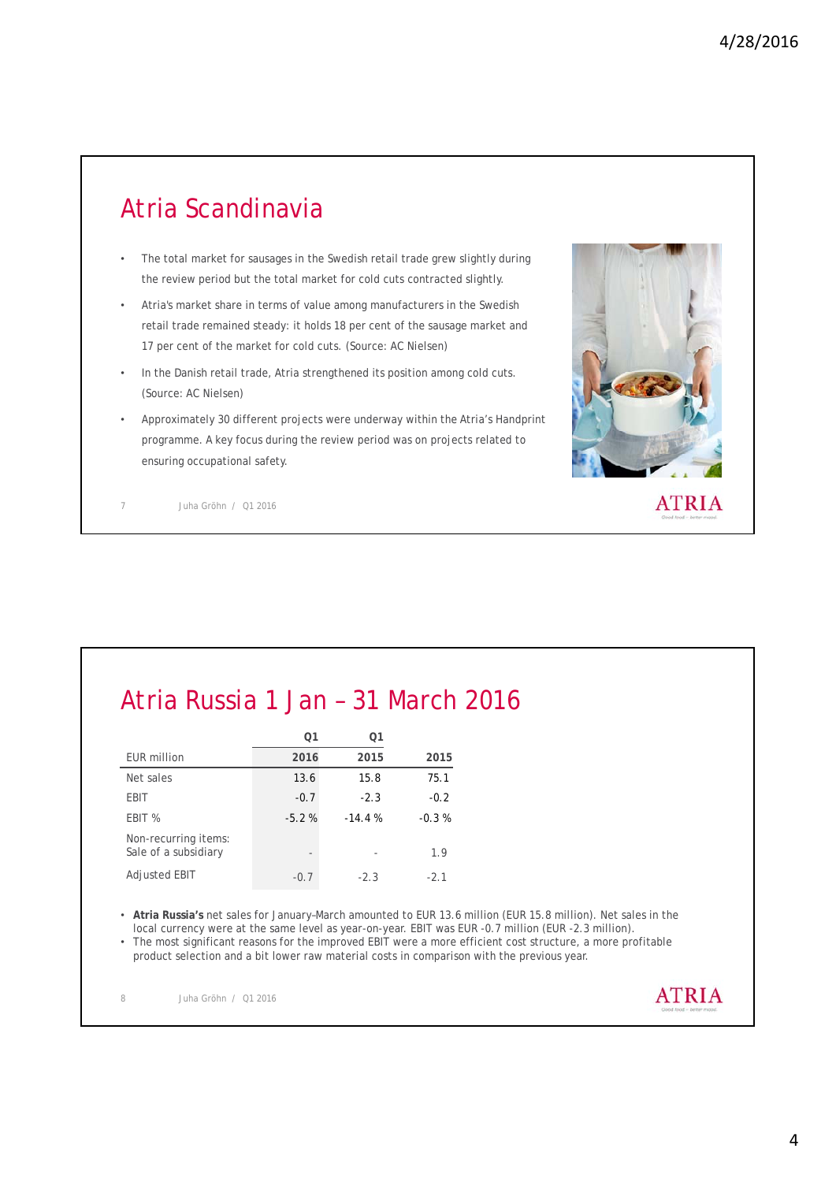## Atria Scandinavia

- The total market for sausages in the Swedish retail trade grew slightly during the review period but the total market for cold cuts contracted slightly.
- Atria's market share in terms of value among manufacturers in the Swedish retail trade remained steady: it holds 18 per cent of the sausage market and 17 per cent of the market for cold cuts. (Source: AC Nielsen)
- In the Danish retail trade, Atria strengthened its position among cold cuts. (Source: AC Nielsen)
- Approximately 30 different projects were underway within the Atria's Handprint programme. A key focus during the review period was on projects related to ensuring occupational safety.

## Atria Russia 1 Jan – 31 March 2016

| | Q1 | Q1 | |
|---|---|---|---|
| EUR million | 2016 | 2015 | 2015 |
| Net sales | 13.6 | 15.8 | 75.1 |
| EBIT | -0.7 | -2.3 | -0.2 |
| EBIT % | -5.2 % | -14.4 % | -0.3 % |
| Non-recurring items: Sale of a subsidiary | - | - | 1.9 |
| Adjusted EBIT | -0.7 | -2.3 | -2.1 |

- **Atria Russia's** net sales for January–March amounted to EUR 13.6 million (EUR 15.8 million). Net sales in the local currency were at the same level as year-on-year. EBIT was EUR -0.7 million (EUR -2.3 million).
- The most significant reasons for the improved EBIT were a more efficient cost structure, a more profitable product selection and a bit lower raw material costs in comparison with the previous year.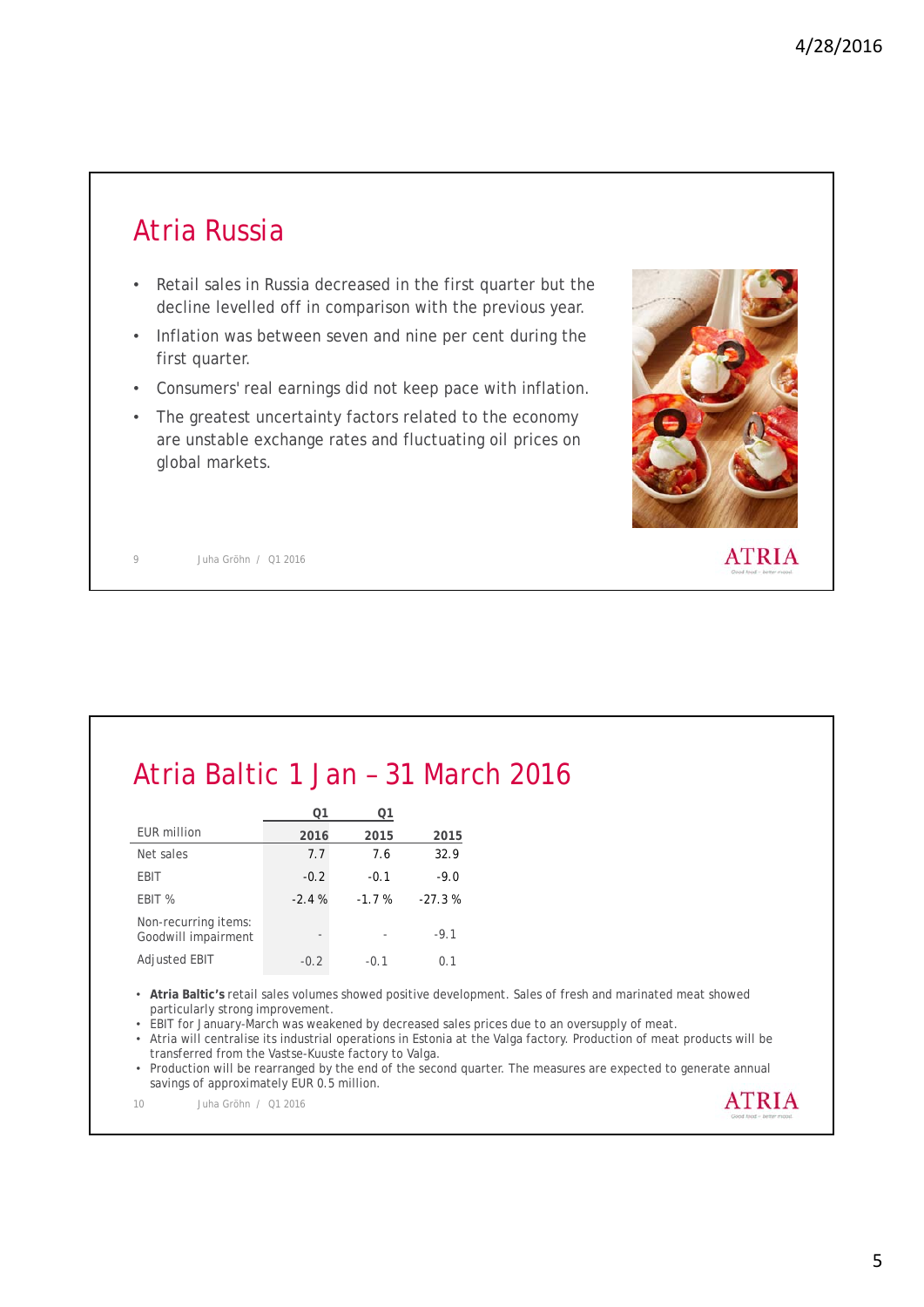## Atria Russia

- Retail sales in Russia decreased in the first quarter but the decline levelled off in comparison with the previous year.
- Inflation was between seven and nine per cent during the first quarter.
- Consumers' real earnings did not keep pace with inflation.
- The greatest uncertainty factors related to the economy are unstable exchange rates and fluctuating oil prices on global markets.

## Atria Baltic 1 Jan – 31 March 2016

| EUR million | Q1 2016 | Q1 2015 | 2015 |
|---|---|---|---|
| Net sales | 7.7 | 7.6 | 32.9 |
| EBIT | -0.2 | -0.1 | -9.0 |
| EBIT % | -2.4 % | -1.7 % | -27.3 % |
| Non-recurring items: Goodwill impairment | - | - | -9.1 |
| Adjusted EBIT | -0.2 | -0.1 | 0.1 |

- **Atria Baltic's** retail sales volumes showed positive development. Sales of fresh and marinated meat showed particularly strong improvement.
- EBIT for January-March was weakened by decreased sales prices due to an oversupply of meat.
- Atria will centralise its industrial operations in Estonia at the Valga factory. Production of meat products will be transferred from the Vastse-Kuuste factory to Valga.
- Production will be rearranged by the end of the second quarter. The measures are expected to generate annual savings of approximately EUR 0.5 million.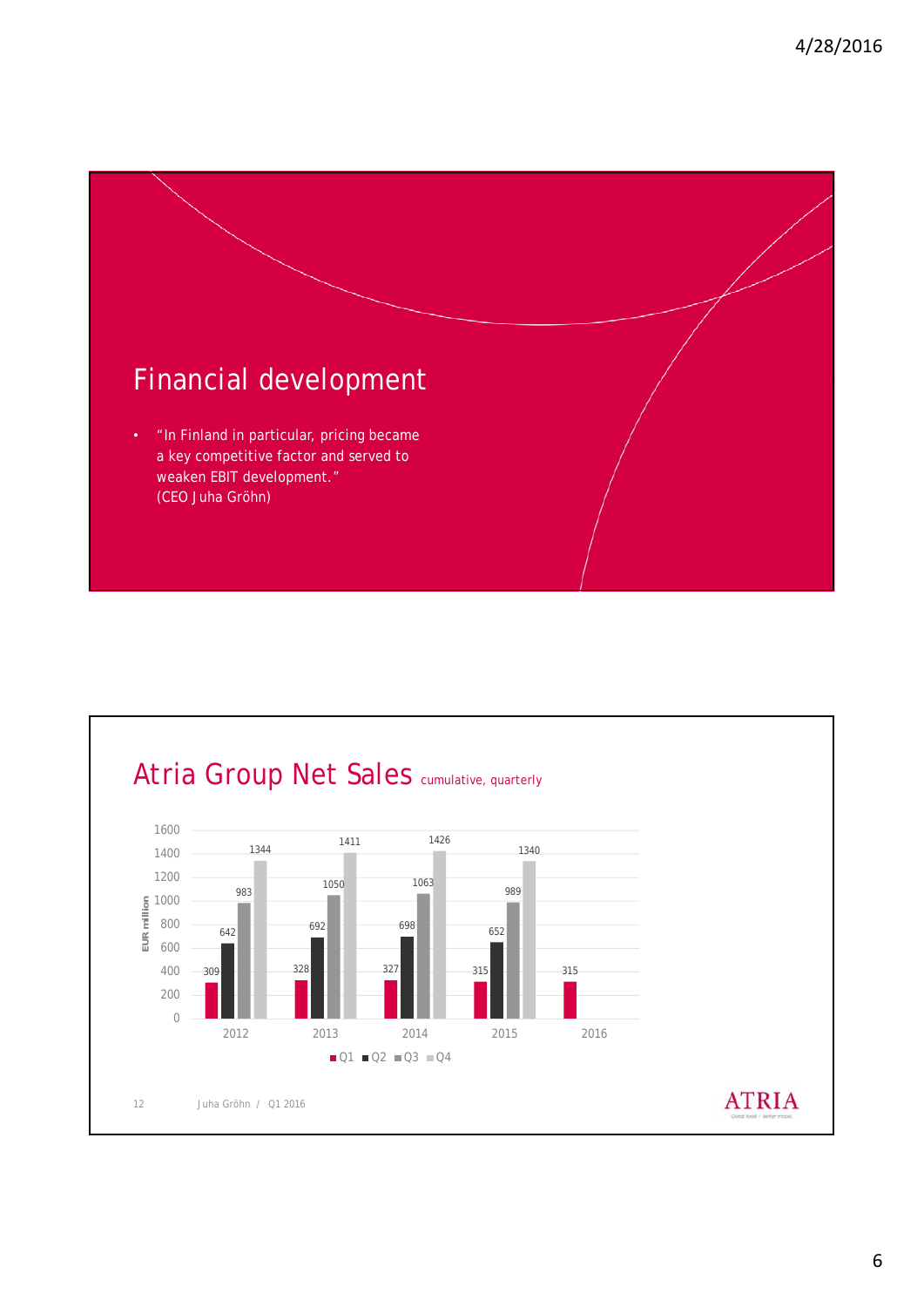## Financial development

- "In Finland in particular, pricing became a key competitive factor and served to weaken EBIT development." (CEO Juha Gröhn)

## Atria Group Net Sales cumulative, quarterly

EUR million

| | 2012 | 2013 | 2014 | 2015 | 2016 |
|---|---|---|---|---|---|
| Q1 | 309 | 328 | 327 | 315 | 315 |
| Q2 | 642 | 692 | 698 | 652 | |
| Q3 | 983 | 1050 | 1063 | 989 | |
| Q4 | 1344 | 1411 | 1426 | 1340 | |

12 Juha Gröhn / Q1 2016

ATRIA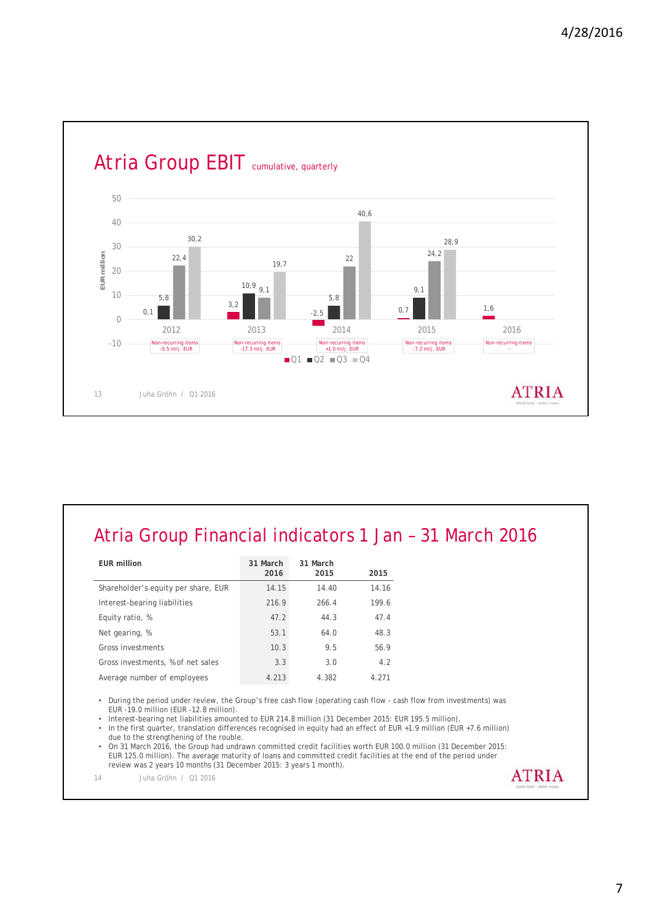## Atria Group EBIT cumulative, quarterly

EUR million

| Year | Q1 | Q2 | Q3 | Q4 | Non-recurring items |
|---|---|---|---|---|---|
| 2012 | 0,1 | 5,8 | 22,4 | 30,2 | -0.5 milj. EUR |
| 2013 | 3,2 | 10,9 | 9,1 | 19,7 | -17.3 milj. EUR |
| 2014 | -2,5 | 5,8 | 22 | 40,6 | +1.0 milj. EUR |
| 2015 | 0,7 | 9,1 | 24,2 | 28,9 | -7.2 milj. EUR |
| 2016 | 1,6 | | | | - |

■Q1 ■Q2 ■Q3 ■Q4

Juha Gröhn / Q1 2016

## Atria Group Financial indicators 1 Jan – 31 March 2016

| EUR million | 31 March 2016 | 31 March 2015 | 2015 |
|---|---|---|---|
| Shareholder's equity per share, EUR | 14.15 | 14.40 | 14.16 |
| Interest-bearing liabilities | 216.9 | 266.4 | 199.6 |
| Equity ratio, % | 47.2 | 44.3 | 47.4 |
| Net gearing, % | 53.1 | 64.0 | 48.3 |
| Gross investments | 10.3 | 9.5 | 56.9 |
| Gross investments, % of net sales | 3.3 | 3.0 | 4.2 |
| Average number of employees | 4.213 | 4.382 | 4.271 |

- During the period under review, the Group's free cash flow (operating cash flow - cash flow from investments) was EUR -19.0 million (EUR -12.8 million).
- Interest-bearing net liabilities amounted to EUR 214.8 million (31 December 2015: EUR 195.5 million).
- In the first quarter, translation differences recognised in equity had an effect of EUR +1.9 million (EUR +7.6 million) due to the strengthening of the rouble.
- On 31 March 2016, the Group had undrawn committed credit facilities worth EUR 100.0 million (31 December 2015: EUR 125.0 million). The average maturity of loans and committed credit facilities at the end of the period under review was 2 years 10 months (31 December 2015: 3 years 1 month).

Juha Gröhn / Q1 2016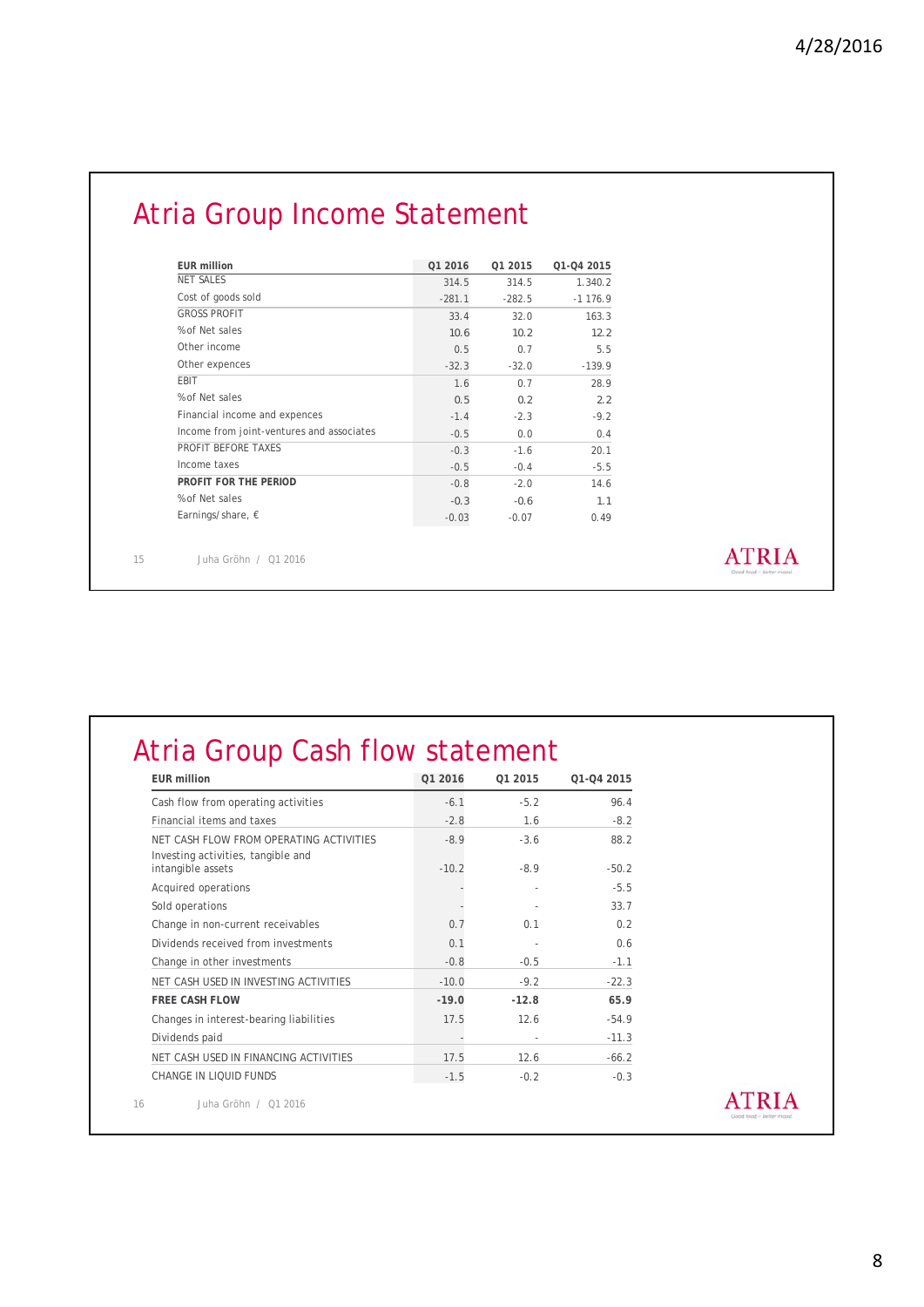# Atria Group Income Statement

| EUR million | Q1 2016 | Q1 2015 | Q1-Q4 2015 |
|---|---|---|---|
| NET SALES | 314.5 | 314.5 | 1.340.2 |
| Cost of goods sold | -281.1 | -282.5 | -1 176.9 |
| GROSS PROFIT | 33.4 | 32.0 | 163.3 |
| %of Net sales | 10.6 | 10.2 | 12.2 |
| Other income | 0.5 | 0.7 | 5.5 |
| Other expences | -32.3 | -32.0 | -139.9 |
| EBIT | 1.6 | 0.7 | 28.9 |
| %of Net sales | 0.5 | 0.2 | 2.2 |
| Financial income and expences | -1.4 | -2.3 | -9.2 |
| Income from joint-ventures and associates | -0.5 | 0.0 | 0.4 |
| PROFIT BEFORE TAXES | -0.3 | -1.6 | 20.1 |
| Income taxes | -0.5 | -0.4 | -5.5 |
| **PROFIT FOR THE PERIOD** | -0.8 | -2.0 | 14.6 |
| %of Net sales | -0.3 | -0.6 | 1.1 |
| Earnings/share, € | -0.03 | -0.07 | 0.49 |

Juha Gröhn / Q1 2016

# Atria Group Cash flow statement

| EUR million | Q1 2016 | Q1 2015 | Q1-Q4 2015 |
|---|---|---|---|
| Cash flow from operating activities | -6.1 | -5.2 | 96.4 |
| Financial items and taxes | -2.8 | 1.6 | -8.2 |
| NET CASH FLOW FROM OPERATING ACTIVITIES | -8.9 | -3.6 | 88.2 |
| Investing activities, tangible and intangible assets | -10.2 | -8.9 | -50.2 |
| Acquired operations | - | - | -5.5 |
| Sold operations | - | - | 33.7 |
| Change in non-current receivables | 0.7 | 0.1 | 0.2 |
| Dividends received from investments | 0.1 | - | 0.6 |
| Change in other investments | -0.8 | -0.5 | -1.1 |
| NET CASH USED IN INVESTING ACTIVITIES | -10.0 | -9.2 | -22.3 |
| **FREE CASH FLOW** | **-19.0** | **-12.8** | **65.9** |
| Changes in interest-bearing liabilities | 17.5 | 12.6 | -54.9 |
| Dividends paid | - | - | -11.3 |
| NET CASH USED IN FINANCING ACTIVITIES | 17.5 | 12.6 | -66.2 |
| CHANGE IN LIQUID FUNDS | -1.5 | -0.2 | -0.3 |

Juha Gröhn / Q1 2016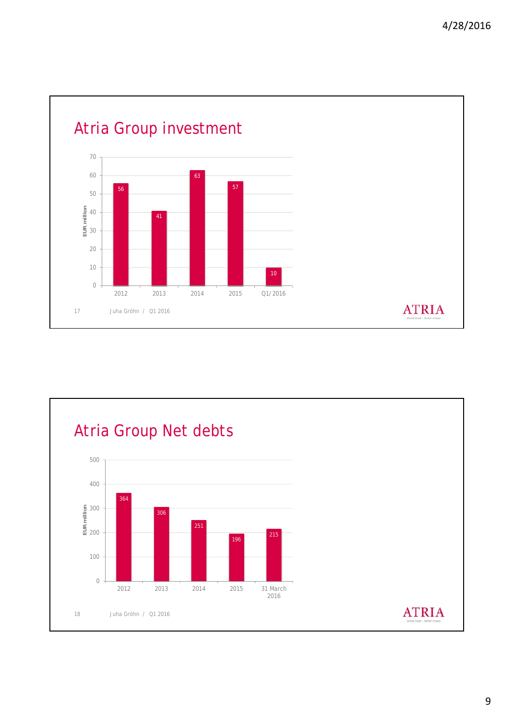## Atria Group investment

| | 2012 | 2013 | 2014 | 2015 | Q1/2016 |
|---|---|---|---|---|---|
| EUR million | 56 | 41 | 63 | 57 | 10 |

Juha Gröhn / Q1 2016

## Atria Group Net debts

| | 2012 | 2013 | 2014 | 2015 | 31 March 2016 |
|---|---|---|---|---|---|
| EUR million | 364 | 306 | 251 | 196 | 215 |

Juha Gröhn / Q1 2016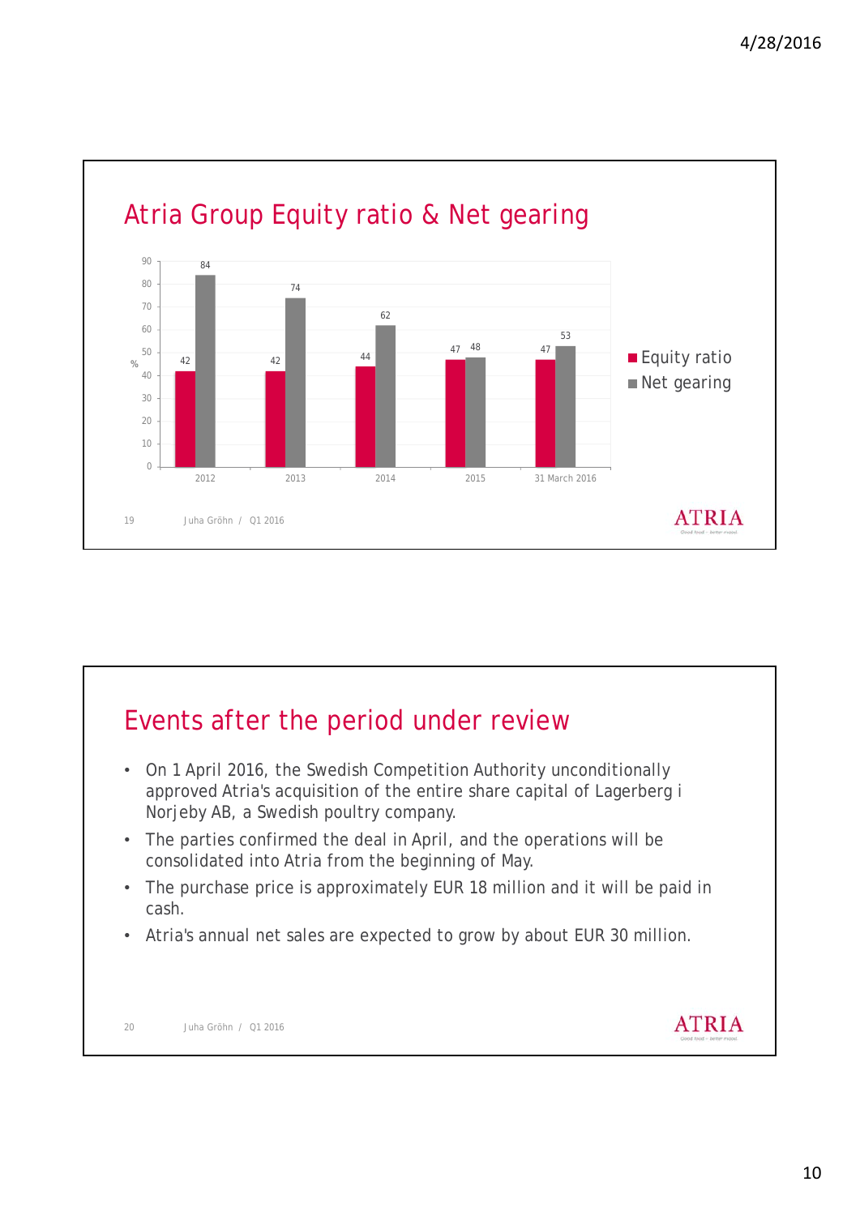## Atria Group Equity ratio & Net gearing

| % | Equity ratio | Net gearing |
|---|---|---|
| 2012 | 42 | 84 |
| 2013 | 42 | 74 |
| 2014 | 44 | 62 |
| 2015 | 47 | 48 |
| 31 March 2016 | 47 | 53 |

## Events after the period under review

- On 1 April 2016, the Swedish Competition Authority unconditionally approved Atria's acquisition of the entire share capital of Lagerberg i Norjeby AB, a Swedish poultry company.
- The parties confirmed the deal in April, and the operations will be consolidated into Atria from the beginning of May.
- The purchase price is approximately EUR 18 million and it will be paid in cash.
- Atria's annual net sales are expected to grow by about EUR 30 million.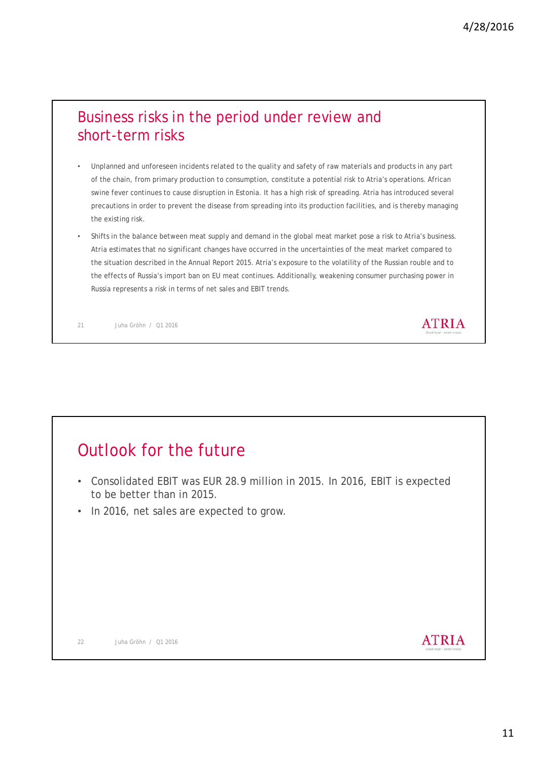## Business risks in the period under review and short-term risks

- Unplanned and unforeseen incidents related to the quality and safety of raw materials and products in any part of the chain, from primary production to consumption, constitute a potential risk to Atria's operations. African swine fever continues to cause disruption in Estonia. It has a high risk of spreading. Atria has introduced several precautions in order to prevent the disease from spreading into its production facilities, and is thereby managing the existing risk.
- Shifts in the balance between meat supply and demand in the global meat market pose a risk to Atria's business. Atria estimates that no significant changes have occurred in the uncertainties of the meat market compared to the situation described in the Annual Report 2015. Atria's exposure to the volatility of the Russian rouble and to the effects of Russia's import ban on EU meat continues. Additionally, weakening consumer purchasing power in Russia represents a risk in terms of net sales and EBIT trends.

## Outlook for the future

- Consolidated EBIT was EUR 28.9 million in 2015. In 2016, EBIT is expected to be better than in 2015.
- In 2016, net sales are expected to grow.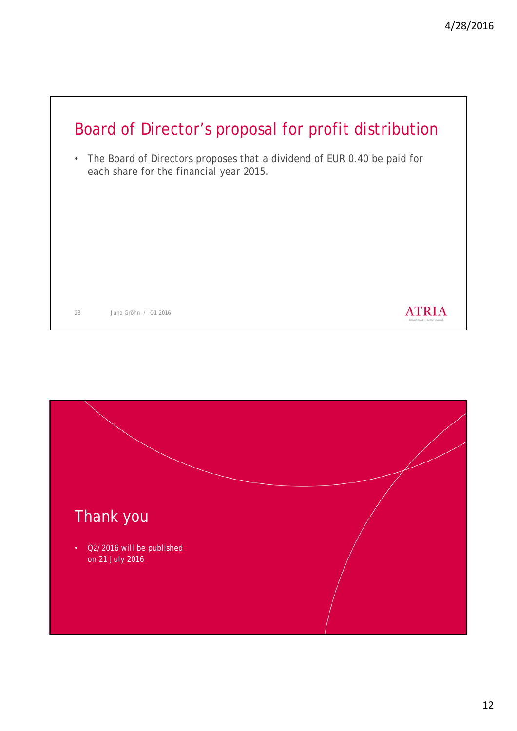## Board of Director's proposal for profit distribution

- The Board of Directors proposes that a dividend of EUR 0.40 be paid for each share for the financial year 2015.

## Thank you

- Q2/2016 will be published on 21 July 2016